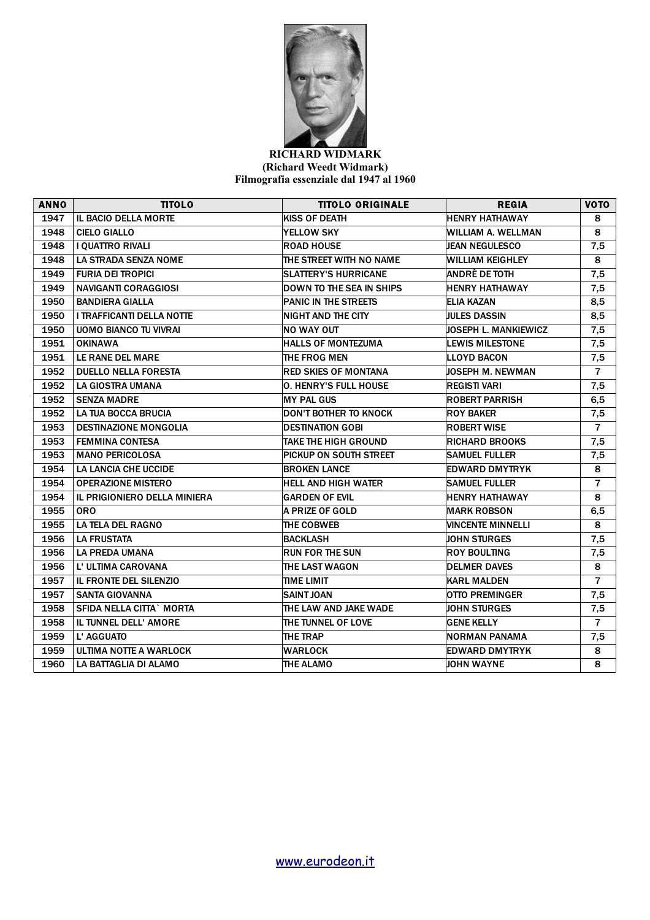**RICHARD WIDMARK**
**(Richard Weedt Widmark)**
**Filmografia essenziale dal 1947 al 1960**

| ANNO | TITOLO | TITOLO ORIGINALE | REGIA | VOTO |
|---|---|---|---|---|
| 1947 | IL BACIO DELLA MORTE | KISS OF DEATH | HENRY HATHAWAY | 8 |
| 1948 | CIELO GIALLO | YELLOW SKY | WILLIAM A. WELLMAN | 8 |
| 1948 | I QUATTRO RIVALI | ROAD HOUSE | JEAN NEGULESCO | 7,5 |
| 1948 | LA STRADA SENZA NOME | THE STREET WITH NO NAME | WILLIAM KEIGHLEY | 8 |
| 1949 | FURIA DEI TROPICI | SLATTERY'S HURRICANE | ANDRÈ DE TOTH | 7,5 |
| 1949 | NAVIGANTI CORAGGIOSI | DOWN TO THE SEA IN SHIPS | HENRY HATHAWAY | 7,5 |
| 1950 | BANDIERA GIALLA | PANIC IN THE STREETS | ELIA KAZAN | 8,5 |
| 1950 | I TRAFFICANTI DELLA NOTTE | NIGHT AND THE CITY | JULES DASSIN | 8,5 |
| 1950 | UOMO BIANCO TU VIVRAI | NO WAY OUT | JOSEPH L. MANKIEWICZ | 7,5 |
| 1951 | OKINAWA | HALLS OF MONTEZUMA | LEWIS MILESTONE | 7,5 |
| 1951 | LE RANE DEL MARE | THE FROG MEN | LLOYD BACON | 7,5 |
| 1952 | DUELLO NELLA FORESTA | RED SKIES OF MONTANA | JOSEPH M. NEWMAN | 7 |
| 1952 | LA GIOSTRA UMANA | O. HENRY'S FULL HOUSE | REGISTI VARI | 7,5 |
| 1952 | SENZA MADRE | MY PAL GUS | ROBERT PARRISH | 6,5 |
| 1952 | LA TUA BOCCA BRUCIA | DON'T BOTHER TO KNOCK | ROY BAKER | 7,5 |
| 1953 | DESTINAZIONE MONGOLIA | DESTINATION GOBI | ROBERT WISE | 7 |
| 1953 | FEMMINA CONTESA | TAKE THE HIGH GROUND | RICHARD BROOKS | 7,5 |
| 1953 | MANO PERICOLOSA | PICKUP ON SOUTH STREET | SAMUEL FULLER | 7,5 |
| 1954 | LA LANCIA CHE UCCIDE | BROKEN LANCE | EDWARD DMYTRYK | 8 |
| 1954 | OPERAZIONE MISTERO | HELL AND HIGH WATER | SAMUEL FULLER | 7 |
| 1954 | IL PRIGIONIERO DELLA MINIERA | GARDEN OF EVIL | HENRY HATHAWAY | 8 |
| 1955 | ORO | A PRIZE OF GOLD | MARK ROBSON | 6,5 |
| 1955 | LA TELA DEL RAGNO | THE COBWEB | VINCENTE MINNELLI | 8 |
| 1956 | LA FRUSTATA | BACKLASH | JOHN STURGES | 7,5 |
| 1956 | LA PREDA UMANA | RUN FOR THE SUN | ROY BOULTING | 7,5 |
| 1956 | L' ULTIMA CAROVANA | THE LAST WAGON | DELMER DAVES | 8 |
| 1957 | IL FRONTE DEL SILENZIO | TIME LIMIT | KARL MALDEN | 7 |
| 1957 | SANTA GIOVANNA | SAINT JOAN | OTTO PREMINGER | 7,5 |
| 1958 | SFIDA NELLA CITTA` MORTA | THE LAW AND JAKE WADE | JOHN STURGES | 7,5 |
| 1958 | IL TUNNEL DELL' AMORE | THE TUNNEL OF LOVE | GENE KELLY | 7 |
| 1959 | L' AGGUATO | THE TRAP | NORMAN PANAMA | 7,5 |
| 1959 | ULTIMA NOTTE A WARLOCK | WARLOCK | EDWARD DMYTRYK | 8 |
| 1960 | LA BATTAGLIA DI ALAMO | THE ALAMO | JOHN WAYNE | 8 |

www.eurodeon.it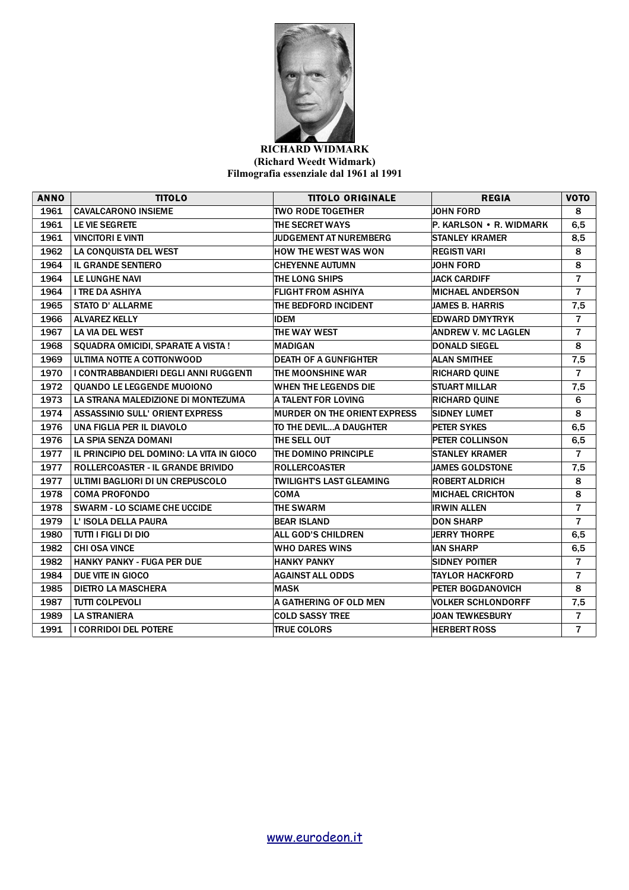**RICHARD WIDMARK**
**(Richard Weedt Widmark)**
**Filmografia essenziale dal 1961 al 1991**

| ANNO | TITOLO | TITOLO ORIGINALE | REGIA | VOTO |
|---|---|---|---|---|
| 1961 | CAVALCARONO INSIEME | TWO RODE TOGETHER | JOHN FORD | 8 |
| 1961 | LE VIE SEGRETE | THE SECRET WAYS | P. KARLSON • R. WIDMARK | 6,5 |
| 1961 | VINCITORI E VINTI | JUDGEMENT AT NUREMBERG | STANLEY KRAMER | 8,5 |
| 1962 | LA CONQUISTA DEL WEST | HOW THE WEST WAS WON | REGISTI VARI | 8 |
| 1964 | IL GRANDE SENTIERO | CHEYENNE AUTUMN | JOHN FORD | 8 |
| 1964 | LE LUNGHE NAVI | THE LONG SHIPS | JACK CARDIFF | 7 |
| 1964 | I TRE DA ASHIYA | FLIGHT FROM ASHIYA | MICHAEL ANDERSON | 7 |
| 1965 | STATO D' ALLARME | THE BEDFORD INCIDENT | JAMES B. HARRIS | 7,5 |
| 1966 | ALVAREZ KELLY | IDEM | EDWARD DMYTRYK | 7 |
| 1967 | LA VIA DEL WEST | THE WAY WEST | ANDREW V. MC LAGLEN | 7 |
| 1968 | SQUADRA OMICIDI, SPARATE A VISTA ! | MADIGAN | DONALD SIEGEL | 8 |
| 1969 | ULTIMA NOTTE A COTTONWOOD | DEATH OF A GUNFIGHTER | ALAN SMITHEE | 7,5 |
| 1970 | I CONTRABBANDIERI DEGLI ANNI RUGGENTI | THE MOONSHINE WAR | RICHARD QUINE | 7 |
| 1972 | QUANDO LE LEGGENDE MUOIONO | WHEN THE LEGENDS DIE | STUART MILLAR | 7,5 |
| 1973 | LA STRANA MALEDIZIONE DI MONTEZUMA | A TALENT FOR LOVING | RICHARD QUINE | 6 |
| 1974 | ASSASSINIO SULL' ORIENT EXPRESS | MURDER ON THE ORIENT EXPRESS | SIDNEY LUMET | 8 |
| 1976 | UNA FIGLIA PER IL DIAVOLO | TO THE DEVIL...A DAUGHTER | PETER SYKES | 6,5 |
| 1976 | LA SPIA SENZA DOMANI | THE SELL OUT | PETER COLLINSON | 6,5 |
| 1977 | IL PRINCIPIO DEL DOMINO: LA VITA IN GIOCO | THE DOMINO PRINCIPLE | STANLEY KRAMER | 7 |
| 1977 | ROLLERCOASTER - IL GRANDE BRIVIDO | ROLLERCOASTER | JAMES GOLDSTONE | 7,5 |
| 1977 | ULTIMI BAGLIORI DI UN CREPUSCOLO | TWILIGHT'S LAST GLEAMING | ROBERT ALDRICH | 8 |
| 1978 | COMA PROFONDO | COMA | MICHAEL CRICHTON | 8 |
| 1978 | SWARM - LO SCIAME CHE UCCIDE | THE SWARM | IRWIN ALLEN | 7 |
| 1979 | L' ISOLA DELLA PAURA | BEAR ISLAND | DON SHARP | 7 |
| 1980 | TUTTI I FIGLI DI DIO | ALL GOD'S CHILDREN | JERRY THORPE | 6,5 |
| 1982 | CHI OSA VINCE | WHO DARES WINS | IAN SHARP | 6,5 |
| 1982 | HANKY PANKY - FUGA PER DUE | HANKY PANKY | SIDNEY POITIER | 7 |
| 1984 | DUE VITE IN GIOCO | AGAINST ALL ODDS | TAYLOR HACKFORD | 7 |
| 1985 | DIETRO LA MASCHERA | MASK | PETER BOGDANOVICH | 8 |
| 1987 | TUTTI COLPEVOLI | A GATHERING OF OLD MEN | VOLKER SCHLONDORFF | 7,5 |
| 1989 | LA STRANIERA | COLD SASSY TREE | JOAN TEWKESBURY | 7 |
| 1991 | I CORRIDOI DEL POTERE | TRUE COLORS | HERBERT ROSS | 7 |

www.eurodeon.it